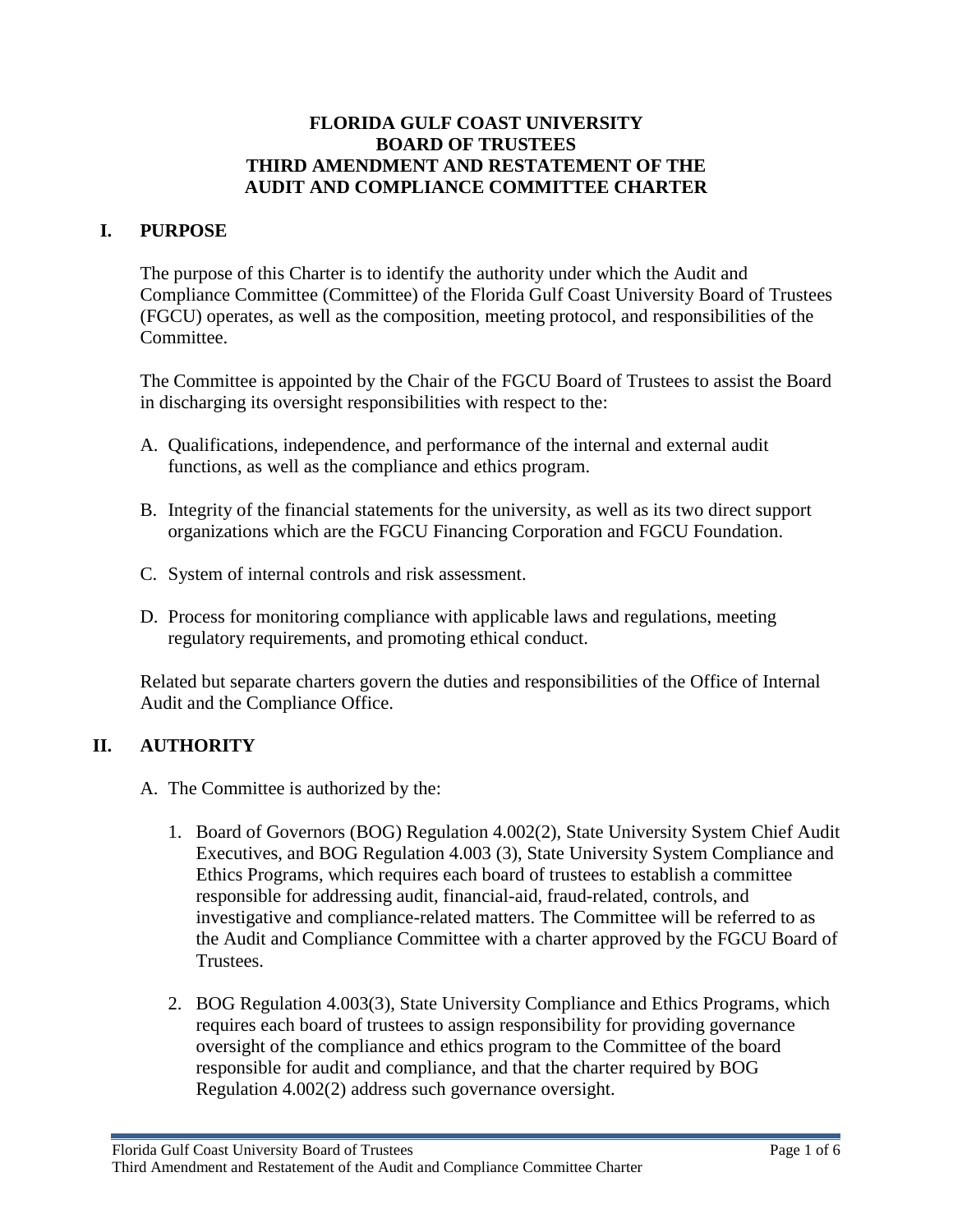# FLORIDA GULF COAST UNIVERSITY
# BOARD OF TRUSTEES
# THIRD AMENDMENT AND RESTATEMENT OF THE
# AUDIT AND COMPLIANCE COMMITTEE CHARTER

## I. PURPOSE

The purpose of this Charter is to identify the authority under which the Audit and Compliance Committee (Committee) of the Florida Gulf Coast University Board of Trustees (FGCU) operates, as well as the composition, meeting protocol, and responsibilities of the Committee.

The Committee is appointed by the Chair of the FGCU Board of Trustees to assist the Board in discharging its oversight responsibilities with respect to the:

A. Qualifications, independence, and performance of the internal and external audit functions, as well as the compliance and ethics program.

B. Integrity of the financial statements for the university, as well as its two direct support organizations which are the FGCU Financing Corporation and FGCU Foundation.

C. System of internal controls and risk assessment.

D. Process for monitoring compliance with applicable laws and regulations, meeting regulatory requirements, and promoting ethical conduct.

Related but separate charters govern the duties and responsibilities of the Office of Internal Audit and the Compliance Office.

## II. AUTHORITY

A. The Committee is authorized by the:

1. Board of Governors (BOG) Regulation 4.002(2), State University System Chief Audit Executives, and BOG Regulation 4.003 (3), State University System Compliance and Ethics Programs, which requires each board of trustees to establish a committee responsible for addressing audit, financial-aid, fraud-related, controls, and investigative and compliance-related matters. The Committee will be referred to as the Audit and Compliance Committee with a charter approved by the FGCU Board of Trustees.

2. BOG Regulation 4.003(3), State University Compliance and Ethics Programs, which requires each board of trustees to assign responsibility for providing governance oversight of the compliance and ethics program to the Committee of the board responsible for audit and compliance, and that the charter required by BOG Regulation 4.002(2) address such governance oversight.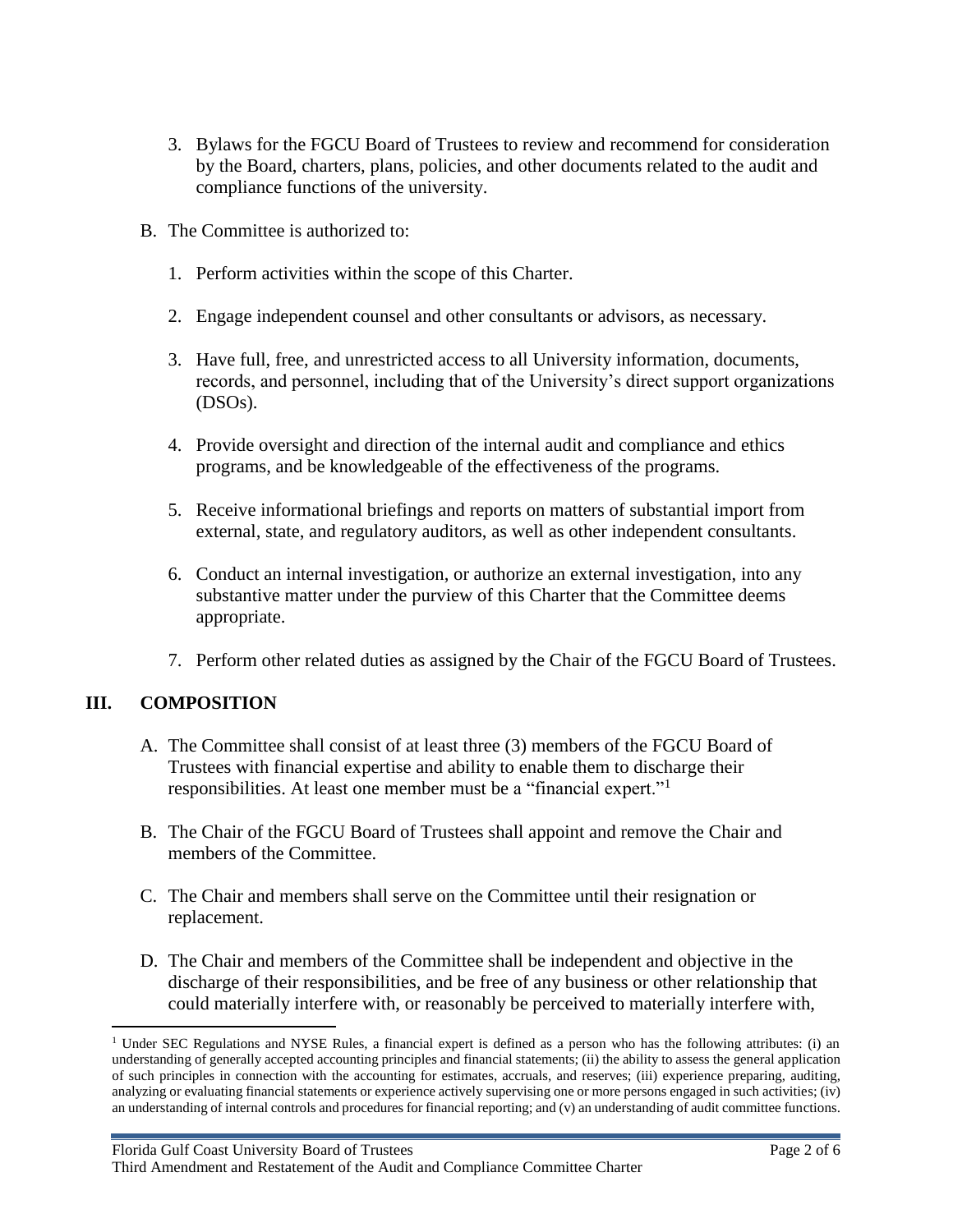3. Bylaws for the FGCU Board of Trustees to review and recommend for consideration by the Board, charters, plans, policies, and other documents related to the audit and compliance functions of the university.

B. The Committee is authorized to:

1. Perform activities within the scope of this Charter.

2. Engage independent counsel and other consultants or advisors, as necessary.

3. Have full, free, and unrestricted access to all University information, documents, records, and personnel, including that of the University's direct support organizations (DSOs).

4. Provide oversight and direction of the internal audit and compliance and ethics programs, and be knowledgeable of the effectiveness of the programs.

5. Receive informational briefings and reports on matters of substantial import from external, state, and regulatory auditors, as well as other independent consultants.

6. Conduct an internal investigation, or authorize an external investigation, into any substantive matter under the purview of this Charter that the Committee deems appropriate.

7. Perform other related duties as assigned by the Chair of the FGCU Board of Trustees.

## III. COMPOSITION

A. The Committee shall consist of at least three (3) members of the FGCU Board of Trustees with financial expertise and ability to enable them to discharge their responsibilities. At least one member must be a "financial expert."[1]

B. The Chair of the FGCU Board of Trustees shall appoint and remove the Chair and members of the Committee.

C. The Chair and members shall serve on the Committee until their resignation or replacement.

D. The Chair and members of the Committee shall be independent and objective in the discharge of their responsibilities, and be free of any business or other relationship that could materially interfere with, or reasonably be perceived to materially interfere with,

---

[1] Under SEC Regulations and NYSE Rules, a financial expert is defined as a person who has the following attributes: (i) an understanding of generally accepted accounting principles and financial statements; (ii) the ability to assess the general application of such principles in connection with the accounting for estimates, accruals, and reserves; (iii) experience preparing, auditing, analyzing or evaluating financial statements or experience actively supervising one or more persons engaged in such activities; (iv) an understanding of internal controls and procedures for financial reporting; and (v) an understanding of audit committee functions.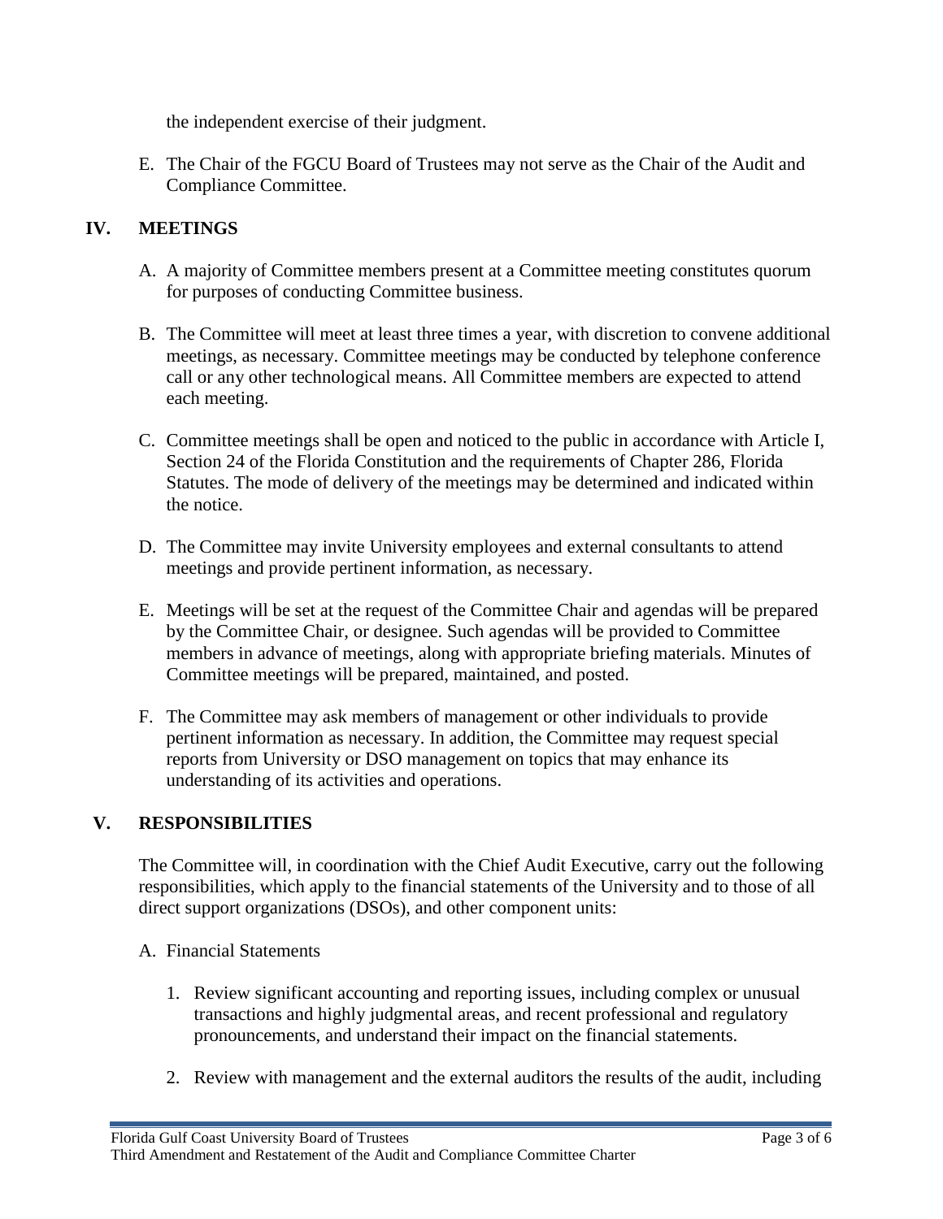the independent exercise of their judgment.

E. The Chair of the FGCU Board of Trustees may not serve as the Chair of the Audit and Compliance Committee.

## IV. MEETINGS

A. A majority of Committee members present at a Committee meeting constitutes quorum for purposes of conducting Committee business.

B. The Committee will meet at least three times a year, with discretion to convene additional meetings, as necessary. Committee meetings may be conducted by telephone conference call or any other technological means. All Committee members are expected to attend each meeting.

C. Committee meetings shall be open and noticed to the public in accordance with Article I, Section 24 of the Florida Constitution and the requirements of Chapter 286, Florida Statutes. The mode of delivery of the meetings may be determined and indicated within the notice.

D. The Committee may invite University employees and external consultants to attend meetings and provide pertinent information, as necessary.

E. Meetings will be set at the request of the Committee Chair and agendas will be prepared by the Committee Chair, or designee. Such agendas will be provided to Committee members in advance of meetings, along with appropriate briefing materials. Minutes of Committee meetings will be prepared, maintained, and posted.

F. The Committee may ask members of management or other individuals to provide pertinent information as necessary. In addition, the Committee may request special reports from University or DSO management on topics that may enhance its understanding of its activities and operations.

## V. RESPONSIBILITIES

The Committee will, in coordination with the Chief Audit Executive, carry out the following responsibilities, which apply to the financial statements of the University and to those of all direct support organizations (DSOs), and other component units:

A. Financial Statements

1. Review significant accounting and reporting issues, including complex or unusual transactions and highly judgmental areas, and recent professional and regulatory pronouncements, and understand their impact on the financial statements.

2. Review with management and the external auditors the results of the audit, including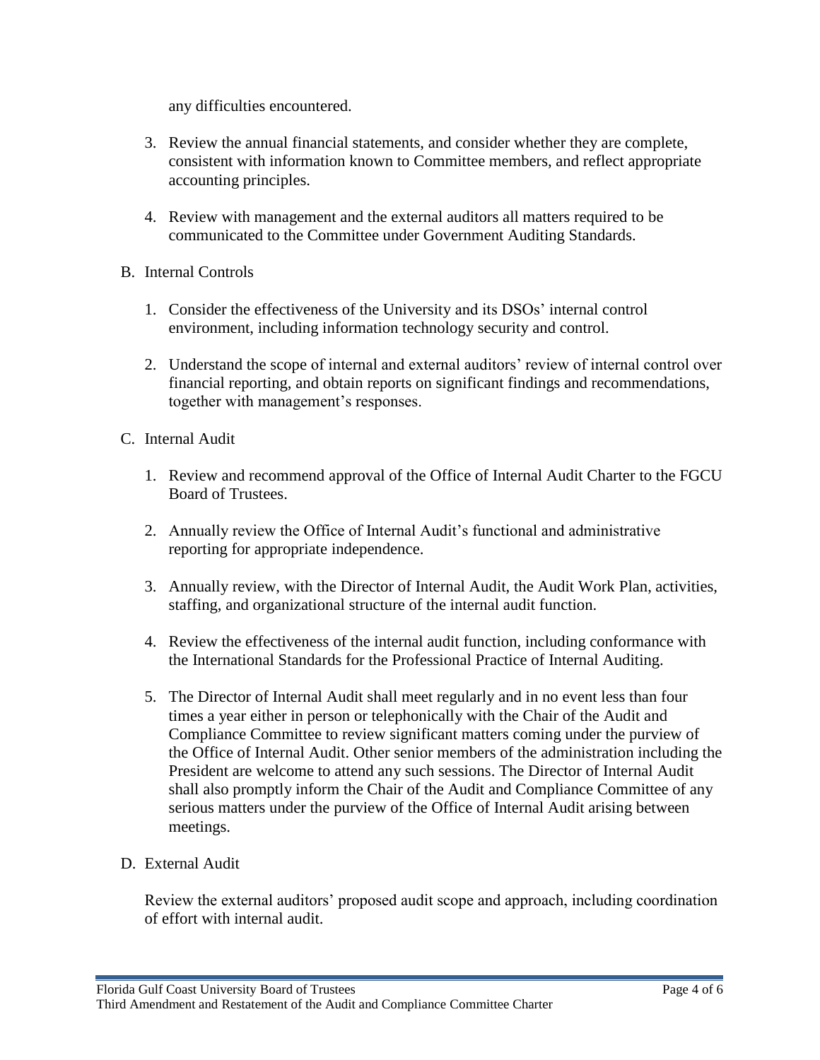any difficulties encountered.

3. Review the annual financial statements, and consider whether they are complete, consistent with information known to Committee members, and reflect appropriate accounting principles.

4. Review with management and the external auditors all matters required to be communicated to the Committee under Government Auditing Standards.

B. Internal Controls

   1. Consider the effectiveness of the University and its DSOs' internal control environment, including information technology security and control.

   2. Understand the scope of internal and external auditors' review of internal control over financial reporting, and obtain reports on significant findings and recommendations, together with management's responses.

C. Internal Audit

   1. Review and recommend approval of the Office of Internal Audit Charter to the FGCU Board of Trustees.

   2. Annually review the Office of Internal Audit's functional and administrative reporting for appropriate independence.

   3. Annually review, with the Director of Internal Audit, the Audit Work Plan, activities, staffing, and organizational structure of the internal audit function.

   4. Review the effectiveness of the internal audit function, including conformance with the International Standards for the Professional Practice of Internal Auditing.

   5. The Director of Internal Audit shall meet regularly and in no event less than four times a year either in person or telephonically with the Chair of the Audit and Compliance Committee to review significant matters coming under the purview of the Office of Internal Audit. Other senior members of the administration including the President are welcome to attend any such sessions. The Director of Internal Audit shall also promptly inform the Chair of the Audit and Compliance Committee of any serious matters under the purview of the Office of Internal Audit arising between meetings.

D. External Audit

   Review the external auditors' proposed audit scope and approach, including coordination of effort with internal audit.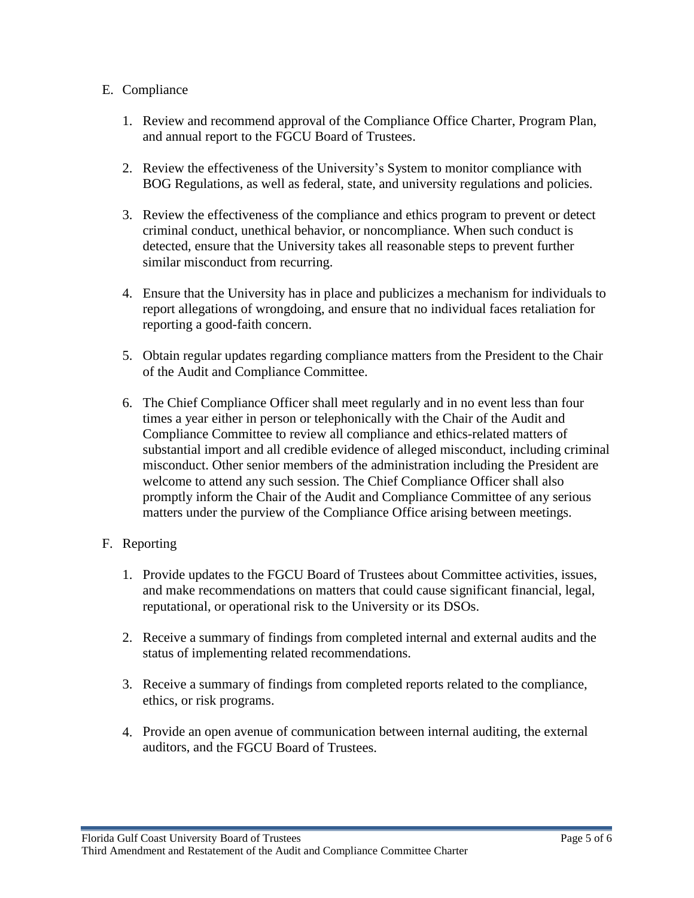E. Compliance

1. Review and recommend approval of the Compliance Office Charter, Program Plan, and annual report to the FGCU Board of Trustees.

2. Review the effectiveness of the University's System to monitor compliance with BOG Regulations, as well as federal, state, and university regulations and policies.

3. Review the effectiveness of the compliance and ethics program to prevent or detect criminal conduct, unethical behavior, or noncompliance. When such conduct is detected, ensure that the University takes all reasonable steps to prevent further similar misconduct from recurring.

4. Ensure that the University has in place and publicizes a mechanism for individuals to report allegations of wrongdoing, and ensure that no individual faces retaliation for reporting a good-faith concern.

5. Obtain regular updates regarding compliance matters from the President to the Chair of the Audit and Compliance Committee.

6. The Chief Compliance Officer shall meet regularly and in no event less than four times a year either in person or telephonically with the Chair of the Audit and Compliance Committee to review all compliance and ethics-related matters of substantial import and all credible evidence of alleged misconduct, including criminal misconduct. Other senior members of the administration including the President are welcome to attend any such session. The Chief Compliance Officer shall also promptly inform the Chair of the Audit and Compliance Committee of any serious matters under the purview of the Compliance Office arising between meetings.

F. Reporting

1. Provide updates to the FGCU Board of Trustees about Committee activities, issues, and make recommendations on matters that could cause significant financial, legal, reputational, or operational risk to the University or its DSOs.

2. Receive a summary of findings from completed internal and external audits and the status of implementing related recommendations.

3. Receive a summary of findings from completed reports related to the compliance, ethics, or risk programs.

4. Provide an open avenue of communication between internal auditing, the external auditors, and the FGCU Board of Trustees.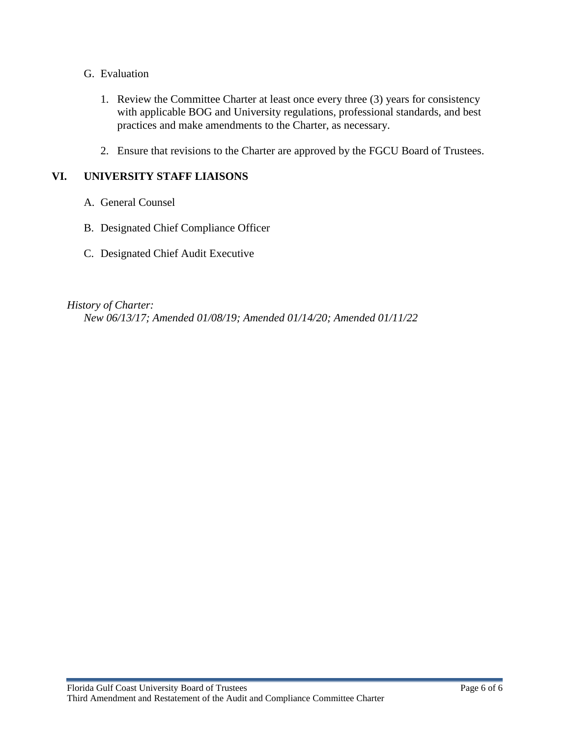G. Evaluation

1. Review the Committee Charter at least once every three (3) years for consistency with applicable BOG and University regulations, professional standards, and best practices and make amendments to the Charter, as necessary.

2. Ensure that revisions to the Charter are approved by the FGCU Board of Trustees.

## VI. UNIVERSITY STAFF LIAISONS

A. General Counsel

B. Designated Chief Compliance Officer

C. Designated Chief Audit Executive

*History of Charter:*
*New 06/13/17; Amended 01/08/19; Amended 01/14/20; Amended 01/11/22*